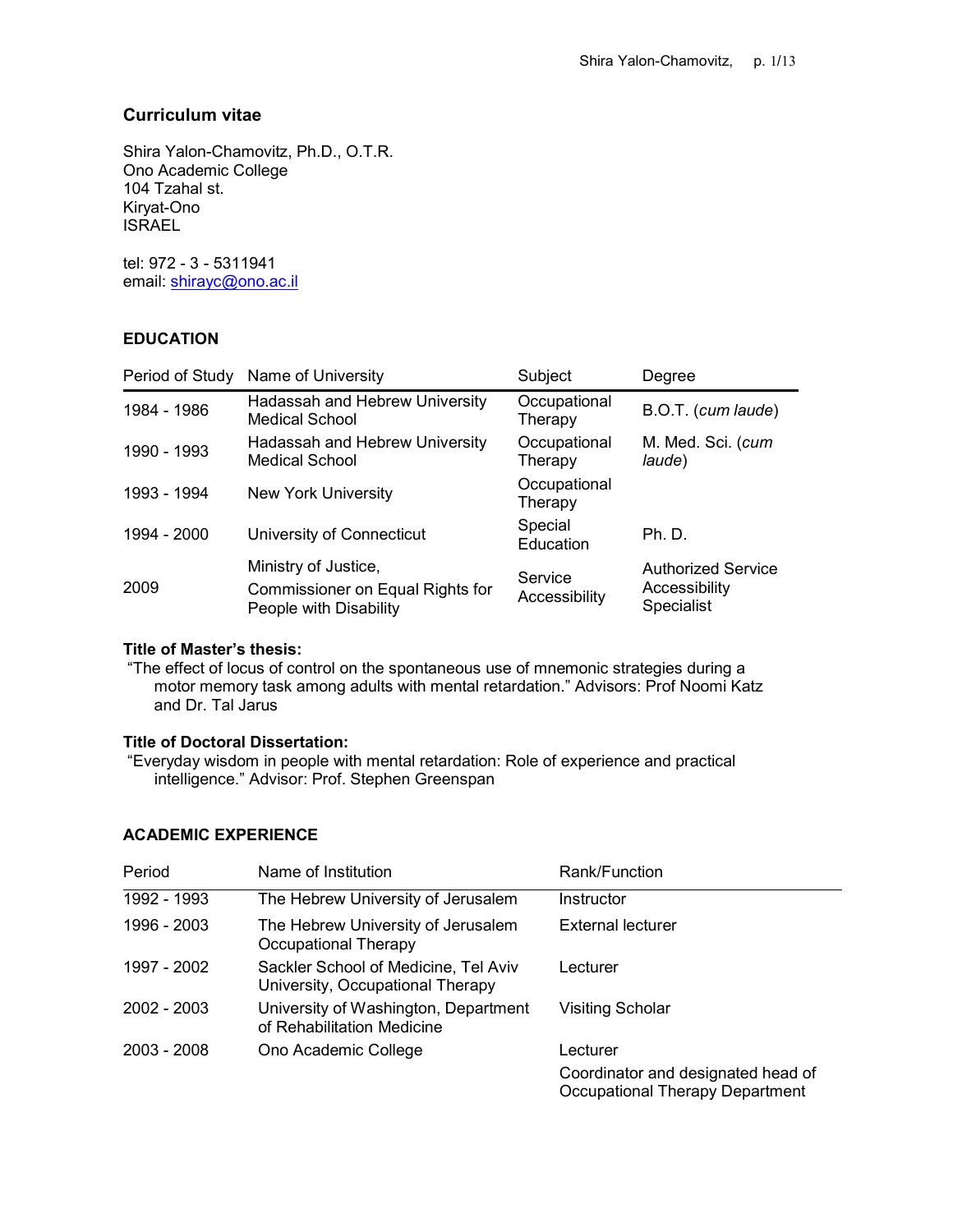# Curriculum vitae

Shira Yalon-Chamovitz, Ph.D., O.T.R.
Ono Academic College
104 Tzahal st.
Kiryat-Ono
ISRAEL

tel: 972 - 3 - 5311941
email: shirayc@ono.ac.il

## EDUCATION

| Period of Study | Name of University | Subject | Degree |
|---|---|---|---|
| 1984 - 1986 | Hadassah and Hebrew University Medical School | Occupational Therapy | B.O.T. (*cum laude*) |
| 1990 - 1993 | Hadassah and Hebrew University Medical School | Occupational Therapy | M. Med. Sci. (*cum laude*) |
| 1993 - 1994 | New York University | Occupational Therapy | |
| 1994 - 2000 | University of Connecticut | Special Education | Ph. D. |
| 2009 | Ministry of Justice, Commissioner on Equal Rights for People with Disability | Service Accessibility | Authorized Service Accessibility Specialist |

**Title of Master's thesis:**
"The effect of locus of control on the spontaneous use of mnemonic strategies during a motor memory task among adults with mental retardation." Advisors: Prof Noomi Katz and Dr. Tal Jarus

**Title of Doctoral Dissertation:**
"Everyday wisdom in people with mental retardation: Role of experience and practical intelligence." Advisor: Prof. Stephen Greenspan

## ACADEMIC EXPERIENCE

| Period | Name of Institution | Rank/Function |
|---|---|---|
| 1992 - 1993 | The Hebrew University of Jerusalem | Instructor |
| 1996 - 2003 | The Hebrew University of Jerusalem Occupational Therapy | External lecturer |
| 1997 - 2002 | Sackler School of Medicine, Tel Aviv University, Occupational Therapy | Lecturer |
| 2002 - 2003 | University of Washington, Department of Rehabilitation Medicine | Visiting Scholar |
| 2003 - 2008 | Ono Academic College | Lecturer<br>Coordinator and designated head of Occupational Therapy Department |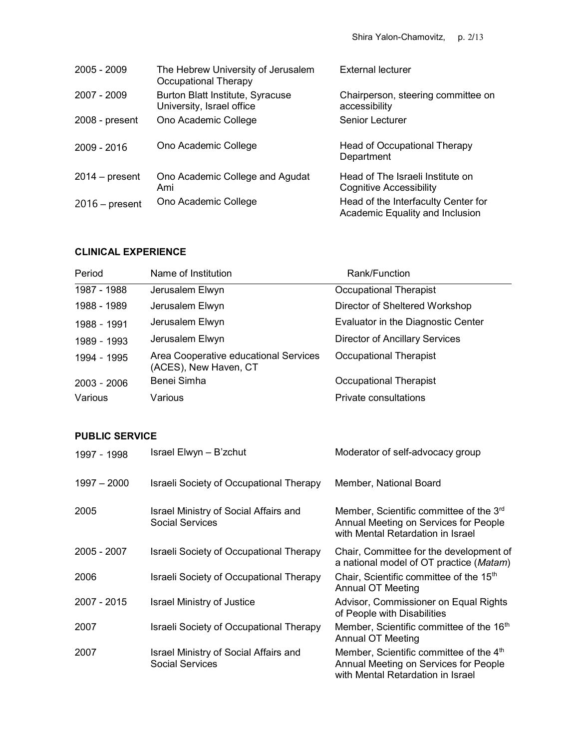| | | |
|---|---|---|
| 2005 - 2009 | The Hebrew University of Jerusalem Occupational Therapy | External lecturer |
| 2007 - 2009 | Burton Blatt Institute, Syracuse University, Israel office | Chairperson, steering committee on accessibility |
| 2008 - present | Ono Academic College | Senior Lecturer |
| 2009 - 2016 | Ono Academic College | Head of Occupational Therapy Department |
| 2014 – present | Ono Academic College and Agudat Ami | Head of The Israeli Institute on Cognitive Accessibility |
| 2016 – present | Ono Academic College | Head of the Interfaculty Center for Academic Equality and Inclusion |

**CLINICAL EXPERIENCE**

| Period | Name of Institution | Rank/Function |
|---|---|---|
| 1987 - 1988 | Jerusalem Elwyn | Occupational Therapist |
| 1988 - 1989 | Jerusalem Elwyn | Director of Sheltered Workshop |
| 1988 - 1991 | Jerusalem Elwyn | Evaluator in the Diagnostic Center |
| 1989 - 1993 | Jerusalem Elwyn | Director of Ancillary Services |
| 1994 - 1995 | Area Cooperative educational Services (ACES), New Haven, CT | Occupational Therapist |
| 2003 - 2006 | Benei Simha | Occupational Therapist |
| Various | Various | Private consultations |

**PUBLIC SERVICE**

| | | |
|---|---|---|
| 1997 - 1998 | Israel Elwyn – B'zchut | Moderator of self-advocacy group |
| 1997 – 2000 | Israeli Society of Occupational Therapy | Member, National Board |
| 2005 | Israel Ministry of Social Affairs and Social Services | Member, Scientific committee of the 3rd Annual Meeting on Services for People with Mental Retardation in Israel |
| 2005 - 2007 | Israeli Society of Occupational Therapy | Chair, Committee for the development of a national model of OT practice (*Matam*) |
| 2006 | Israeli Society of Occupational Therapy | Chair, Scientific committee of the 15th Annual OT Meeting |
| 2007 - 2015 | Israel Ministry of Justice | Advisor, Commissioner on Equal Rights of People with Disabilities |
| 2007 | Israeli Society of Occupational Therapy | Member, Scientific committee of the 16th Annual OT Meeting |
| 2007 | Israel Ministry of Social Affairs and Social Services | Member, Scientific committee of the 4th Annual Meeting on Services for People with Mental Retardation in Israel |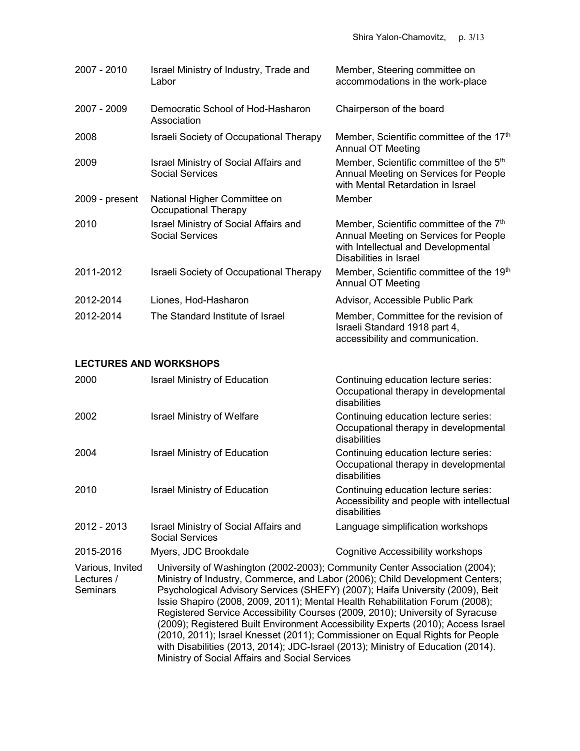| | | |
|---|---|---|
| 2007 - 2010 | Israel Ministry of Industry, Trade and Labor | Member, Steering committee on accommodations in the work-place |
| 2007 - 2009 | Democratic School of Hod-Hasharon Association | Chairperson of the board |
| 2008 | Israeli Society of Occupational Therapy | Member, Scientific committee of the 17th Annual OT Meeting |
| 2009 | Israel Ministry of Social Affairs and Social Services | Member, Scientific committee of the 5th Annual Meeting on Services for People with Mental Retardation in Israel |
| 2009 - present | National Higher Committee on Occupational Therapy | Member |
| 2010 | Israel Ministry of Social Affairs and Social Services | Member, Scientific committee of the 7th Annual Meeting on Services for People with Intellectual and Developmental Disabilities in Israel |
| 2011-2012 | Israeli Society of Occupational Therapy | Member, Scientific committee of the 19th Annual OT Meeting |
| 2012-2014 | Liones, Hod-Hasharon | Advisor, Accessible Public Park |
| 2012-2014 | The Standard Institute of Israel | Member, Committee for the revision of Israeli Standard 1918 part 4, accessibility and communication. |

## LECTURES AND WORKSHOPS

| | | |
|---|---|---|
| 2000 | Israel Ministry of Education | Continuing education lecture series: Occupational therapy in developmental disabilities |
| 2002 | Israel Ministry of Welfare | Continuing education lecture series: Occupational therapy in developmental disabilities |
| 2004 | Israel Ministry of Education | Continuing education lecture series: Occupational therapy in developmental disabilities |
| 2010 | Israel Ministry of Education | Continuing education lecture series: Accessibility and people with intellectual disabilities |
| 2012 - 2013 | Israel Ministry of Social Affairs and Social Services | Language simplification workshops |
| 2015-2016 | Myers, JDC Brookdale | Cognitive Accessibility workshops |

Various, Invited Lectures / Seminars: University of Washington (2002-2003); Community Center Association (2004); Ministry of Industry, Commerce, and Labor (2006); Child Development Centers; Psychological Advisory Services (SHEFY) (2007); Haifa University (2009), Beit Issie Shapiro (2008, 2009, 2011); Mental Health Rehabilitation Forum (2008); Registered Service Accessibility Courses (2009, 2010); University of Syracuse (2009); Registered Built Environment Accessibility Experts (2010); Access Israel (2010, 2011); Israel Knesset (2011); Commissioner on Equal Rights for People with Disabilities (2013, 2014); JDC-Israel (2013); Ministry of Education (2014). Ministry of Social Affairs and Social Services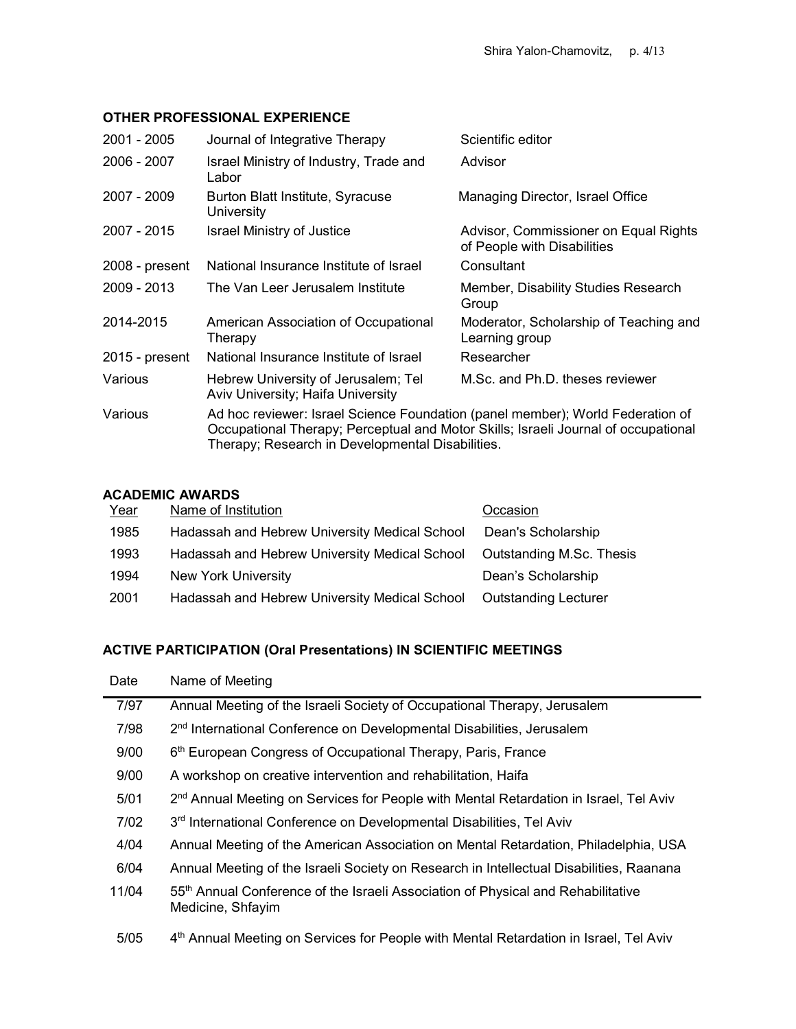## OTHER PROFESSIONAL EXPERIENCE

| | | |
|---|---|---|
| 2001 - 2005 | Journal of Integrative Therapy | Scientific editor |
| 2006 - 2007 | Israel Ministry of Industry, Trade and Labor | Advisor |
| 2007 - 2009 | Burton Blatt Institute, Syracuse University | Managing Director, Israel Office |
| 2007 - 2015 | Israel Ministry of Justice | Advisor, Commissioner on Equal Rights of People with Disabilities |
| 2008 - present | National Insurance Institute of Israel | Consultant |
| 2009 - 2013 | The Van Leer Jerusalem Institute | Member, Disability Studies Research Group |
| 2014-2015 | American Association of Occupational Therapy | Moderator, Scholarship of Teaching and Learning group |
| 2015 - present | National Insurance Institute of Israel | Researcher |
| Various | Hebrew University of Jerusalem; Tel Aviv University; Haifa University | M.Sc. and Ph.D. theses reviewer |
| Various | Ad hoc reviewer: Israel Science Foundation (panel member); World Federation of Occupational Therapy; Perceptual and Motor Skills; Israeli Journal of occupational Therapy; Research in Developmental Disabilities. | |

## ACADEMIC AWARDS

| Year | Name of Institution | Occasion |
|---|---|---|
| 1985 | Hadassah and Hebrew University Medical School | Dean's Scholarship |
| 1993 | Hadassah and Hebrew University Medical School | Outstanding M.Sc. Thesis |
| 1994 | New York University | Dean's Scholarship |
| 2001 | Hadassah and Hebrew University Medical School | Outstanding Lecturer |

## ACTIVE PARTICIPATION (Oral Presentations) IN SCIENTIFIC MEETINGS

| Date | Name of Meeting |
|---|---|
| 7/97 | Annual Meeting of the Israeli Society of Occupational Therapy, Jerusalem |
| 7/98 | 2nd International Conference on Developmental Disabilities, Jerusalem |
| 9/00 | 6th European Congress of Occupational Therapy, Paris, France |
| 9/00 | A workshop on creative intervention and rehabilitation, Haifa |
| 5/01 | 2nd Annual Meeting on Services for People with Mental Retardation in Israel, Tel Aviv |
| 7/02 | 3rd International Conference on Developmental Disabilities, Tel Aviv |
| 4/04 | Annual Meeting of the American Association on Mental Retardation, Philadelphia, USA |
| 6/04 | Annual Meeting of the Israeli Society on Research in Intellectual Disabilities, Raanana |
| 11/04 | 55th Annual Conference of the Israeli Association of Physical and Rehabilitative Medicine, Shfayim |
| 5/05 | 4th Annual Meeting on Services for People with Mental Retardation in Israel, Tel Aviv |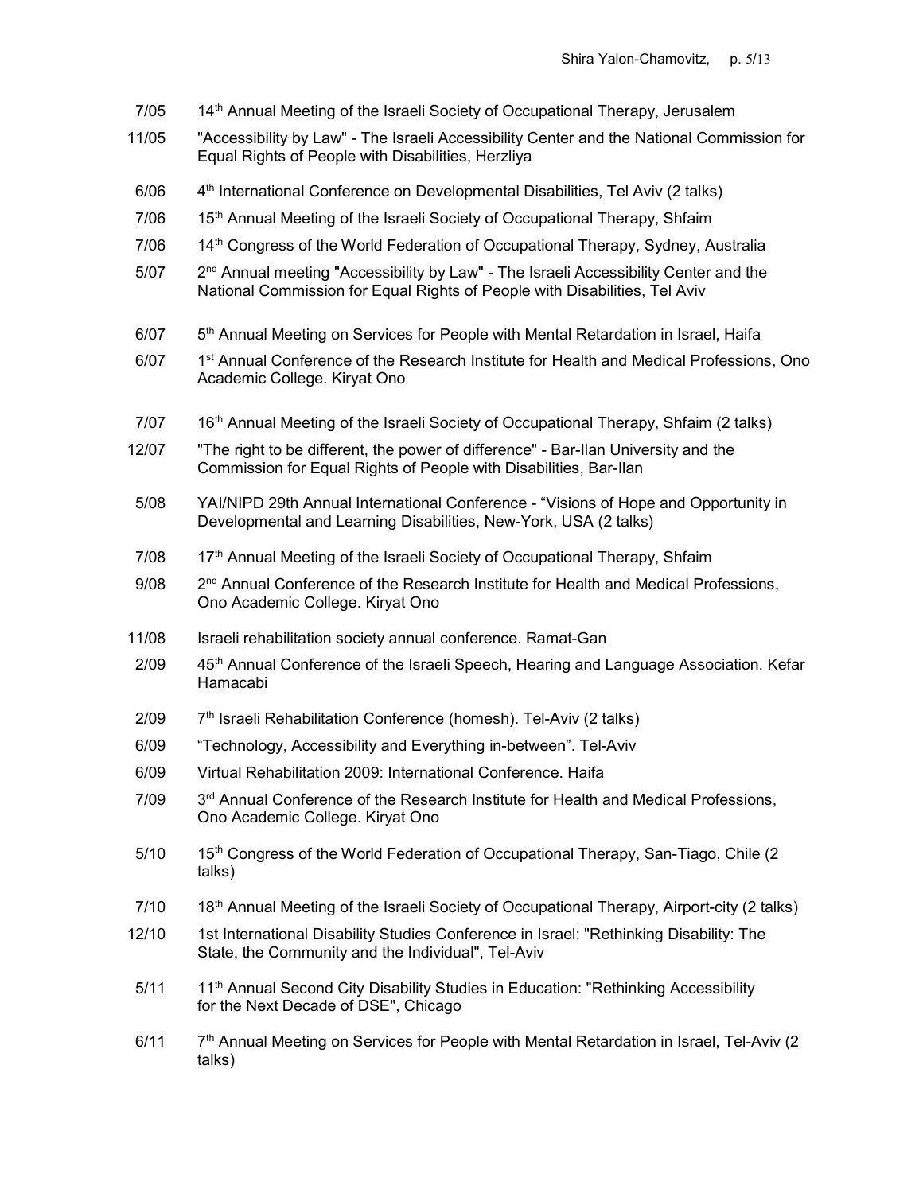7/05 14th Annual Meeting of the Israeli Society of Occupational Therapy, Jerusalem

11/05 "Accessibility by Law" - The Israeli Accessibility Center and the National Commission for Equal Rights of People with Disabilities, Herzliya

6/06 4th International Conference on Developmental Disabilities, Tel Aviv (2 talks)

7/06 15th Annual Meeting of the Israeli Society of Occupational Therapy, Shfaim

7/06 14th Congress of the World Federation of Occupational Therapy, Sydney, Australia

5/07 2nd Annual meeting "Accessibility by Law" - The Israeli Accessibility Center and the National Commission for Equal Rights of People with Disabilities, Tel Aviv

6/07 5th Annual Meeting on Services for People with Mental Retardation in Israel, Haifa

6/07 1st Annual Conference of the Research Institute for Health and Medical Professions, Ono Academic College. Kiryat Ono

7/07 16th Annual Meeting of the Israeli Society of Occupational Therapy, Shfaim (2 talks)

12/07 "The right to be different, the power of difference" - Bar-Ilan University and the Commission for Equal Rights of People with Disabilities, Bar-Ilan

5/08 YAI/NIPD 29th Annual International Conference - "Visions of Hope and Opportunity in Developmental and Learning Disabilities, New-York, USA (2 talks)

7/08 17th Annual Meeting of the Israeli Society of Occupational Therapy, Shfaim

9/08 2nd Annual Conference of the Research Institute for Health and Medical Professions, Ono Academic College. Kiryat Ono

11/08 Israeli rehabilitation society annual conference. Ramat-Gan

2/09 45th Annual Conference of the Israeli Speech, Hearing and Language Association. Kefar Hamacabi

2/09 7th Israeli Rehabilitation Conference (homesh). Tel-Aviv (2 talks)

6/09 "Technology, Accessibility and Everything in-between". Tel-Aviv

6/09 Virtual Rehabilitation 2009: International Conference. Haifa

7/09 3rd Annual Conference of the Research Institute for Health and Medical Professions, Ono Academic College. Kiryat Ono

5/10 15th Congress of the World Federation of Occupational Therapy, San-Tiago, Chile (2 talks)

7/10 18th Annual Meeting of the Israeli Society of Occupational Therapy, Airport-city (2 talks)

12/10 1st International Disability Studies Conference in Israel: "Rethinking Disability: The State, the Community and the Individual", Tel-Aviv

5/11 11th Annual Second City Disability Studies in Education: "Rethinking Accessibility for the Next Decade of DSE", Chicago

6/11 7th Annual Meeting on Services for People with Mental Retardation in Israel, Tel-Aviv (2 talks)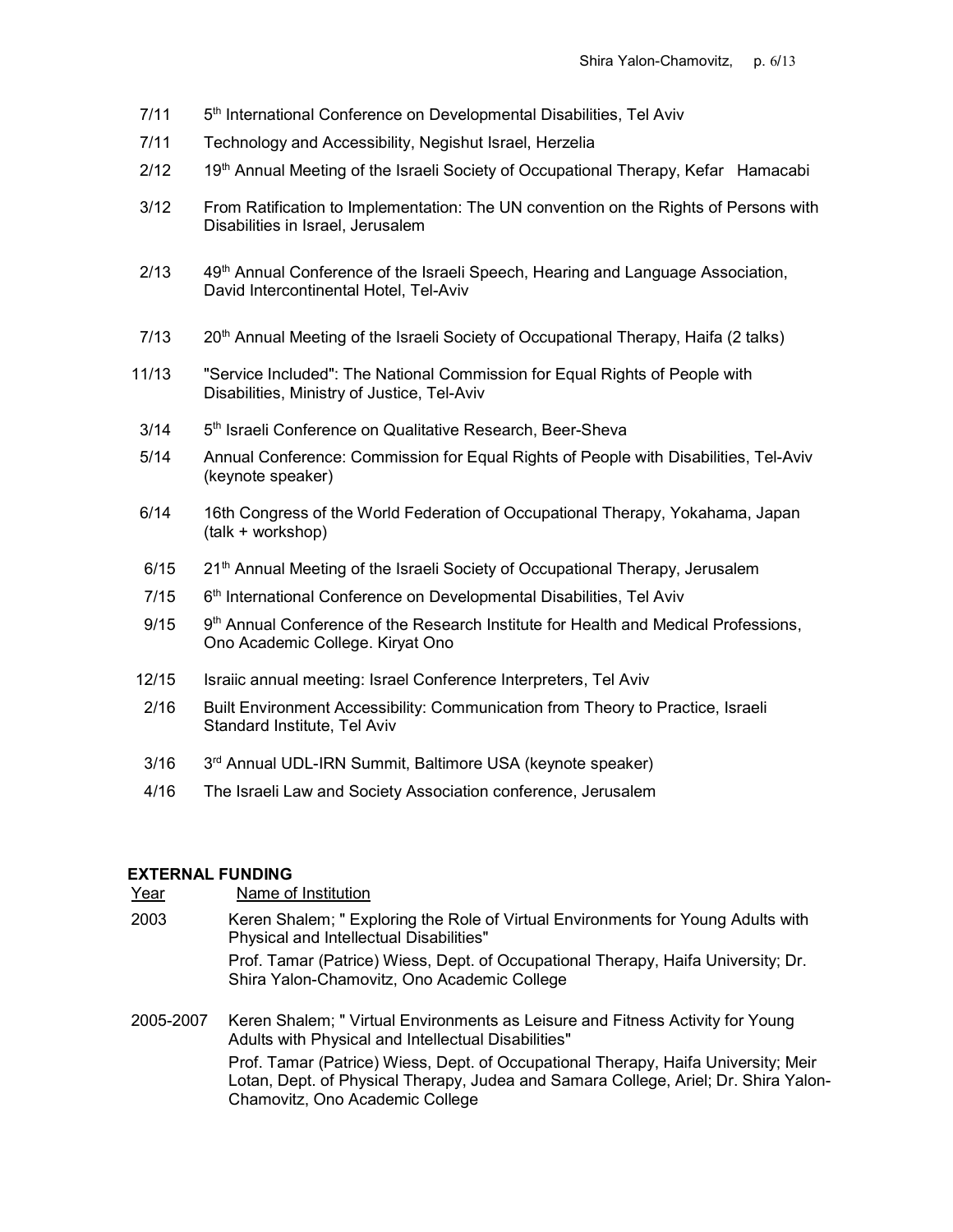| | |
|---|---|
| 7/11 | 5th International Conference on Developmental Disabilities, Tel Aviv |
| 7/11 | Technology and Accessibility, Negishut Israel, Herzelia |
| 2/12 | 19th Annual Meeting of the Israeli Society of Occupational Therapy, Kefar Hamacabi |
| 3/12 | From Ratification to Implementation: The UN convention on the Rights of Persons with Disabilities in Israel, Jerusalem |
| 2/13 | 49th Annual Conference of the Israeli Speech, Hearing and Language Association, David Intercontinental Hotel, Tel-Aviv |
| 7/13 | 20th Annual Meeting of the Israeli Society of Occupational Therapy, Haifa (2 talks) |
| 11/13 | "Service Included": The National Commission for Equal Rights of People with Disabilities, Ministry of Justice, Tel-Aviv |
| 3/14 | 5th Israeli Conference on Qualitative Research, Beer-Sheva |
| 5/14 | Annual Conference: Commission for Equal Rights of People with Disabilities, Tel-Aviv (keynote speaker) |
| 6/14 | 16th Congress of the World Federation of Occupational Therapy, Yokahama, Japan (talk + workshop) |
| 6/15 | 21th Annual Meeting of the Israeli Society of Occupational Therapy, Jerusalem |
| 7/15 | 6th International Conference on Developmental Disabilities, Tel Aviv |
| 9/15 | 9th Annual Conference of the Research Institute for Health and Medical Professions, Ono Academic College. Kiryat Ono |
| 12/15 | Israiic annual meeting: Israel Conference Interpreters, Tel Aviv |
| 2/16 | Built Environment Accessibility: Communication from Theory to Practice, Israeli Standard Institute, Tel Aviv |
| 3/16 | 3rd Annual UDL-IRN Summit, Baltimore USA (keynote speaker) |
| 4/16 | The Israeli Law and Society Association conference, Jerusalem |

## EXTERNAL FUNDING

| Year | Name of Institution |
|---|---|
| 2003 | Keren Shalem; " Exploring the Role of Virtual Environments for Young Adults with Physical and Intellectual Disabilities"<br>Prof. Tamar (Patrice) Wiess, Dept. of Occupational Therapy, Haifa University; Dr. Shira Yalon-Chamovitz, Ono Academic College |
| 2005-2007 | Keren Shalem; " Virtual Environments as Leisure and Fitness Activity for Young Adults with Physical and Intellectual Disabilities"<br>Prof. Tamar (Patrice) Wiess, Dept. of Occupational Therapy, Haifa University; Meir Lotan, Dept. of Physical Therapy, Judea and Samara College, Ariel; Dr. Shira Yalon-Chamovitz, Ono Academic College |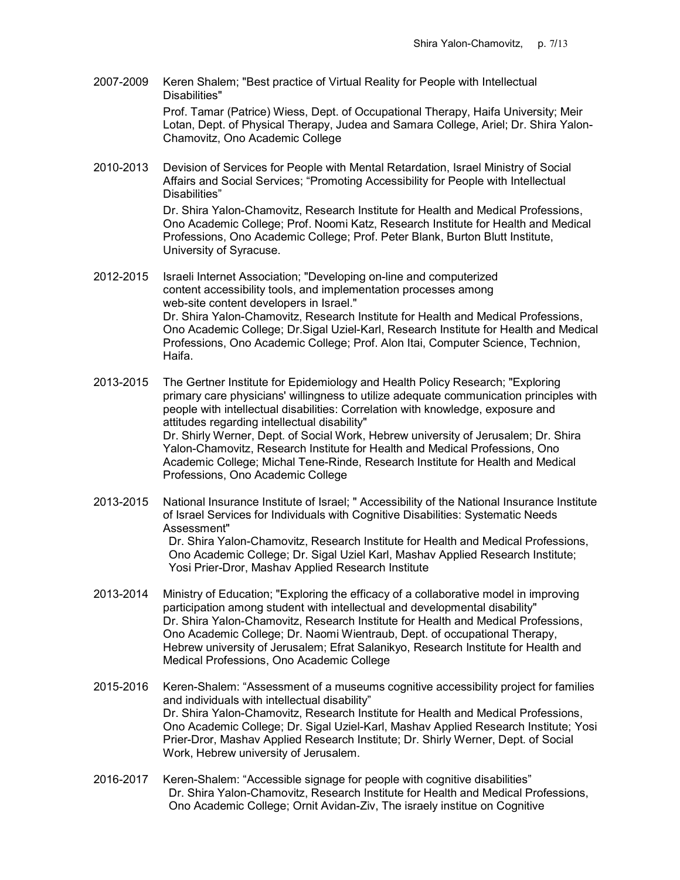2007-2009 Keren Shalem; "Best practice of Virtual Reality for People with Intellectual Disabilities"
Prof. Tamar (Patrice) Wiess, Dept. of Occupational Therapy, Haifa University; Meir Lotan, Dept. of Physical Therapy, Judea and Samara College, Ariel; Dr. Shira Yalon-Chamovitz, Ono Academic College

2010-2013 Devision of Services for People with Mental Retardation, Israel Ministry of Social Affairs and Social Services; "Promoting Accessibility for People with Intellectual Disabilities"
Dr. Shira Yalon-Chamovitz, Research Institute for Health and Medical Professions, Ono Academic College; Prof. Noomi Katz, Research Institute for Health and Medical Professions, Ono Academic College; Prof. Peter Blank, Burton Blutt Institute, University of Syracuse.

2012-2015 Israeli Internet Association; "Developing on-line and computerized content accessibility tools, and implementation processes among web-site content developers in Israel."
Dr. Shira Yalon-Chamovitz, Research Institute for Health and Medical Professions, Ono Academic College; Dr.Sigal Uziel-Karl, Research Institute for Health and Medical Professions, Ono Academic College; Prof. Alon Itai, Computer Science, Technion, Haifa.

2013-2015 The Gertner Institute for Epidemiology and Health Policy Research; "Exploring primary care physicians' willingness to utilize adequate communication principles with people with intellectual disabilities: Correlation with knowledge, exposure and attitudes regarding intellectual disability"
Dr. Shirly Werner, Dept. of Social Work, Hebrew university of Jerusalem; Dr. Shira Yalon-Chamovitz, Research Institute for Health and Medical Professions, Ono Academic College; Michal Tene-Rinde, Research Institute for Health and Medical Professions, Ono Academic College

2013-2015 National Insurance Institute of Israel; " Accessibility of the National Insurance Institute of Israel Services for Individuals with Cognitive Disabilities: Systematic Needs Assessment"
Dr. Shira Yalon-Chamovitz, Research Institute for Health and Medical Professions, Ono Academic College; Dr. Sigal Uziel Karl, Mashav Applied Research Institute; Yosi Prier-Dror, Mashav Applied Research Institute

2013-2014 Ministry of Education; "Exploring the efficacy of a collaborative model in improving participation among student with intellectual and developmental disability"
Dr. Shira Yalon-Chamovitz, Research Institute for Health and Medical Professions, Ono Academic College; Dr. Naomi Wientraub, Dept. of occupational Therapy, Hebrew university of Jerusalem; Efrat Salanikyo, Research Institute for Health and Medical Professions, Ono Academic College

2015-2016 Keren-Shalem: "Assessment of a museums cognitive accessibility project for families and individuals with intellectual disability"
Dr. Shira Yalon-Chamovitz, Research Institute for Health and Medical Professions, Ono Academic College; Dr. Sigal Uziel-Karl, Mashav Applied Research Institute; Yosi Prier-Dror, Mashav Applied Research Institute; Dr. Shirly Werner, Dept. of Social Work, Hebrew university of Jerusalem.

2016-2017 Keren-Shalem: "Accessible signage for people with cognitive disabilities"
Dr. Shira Yalon-Chamovitz, Research Institute for Health and Medical Professions, Ono Academic College; Ornit Avidan-Ziv, The israely institue on Cognitive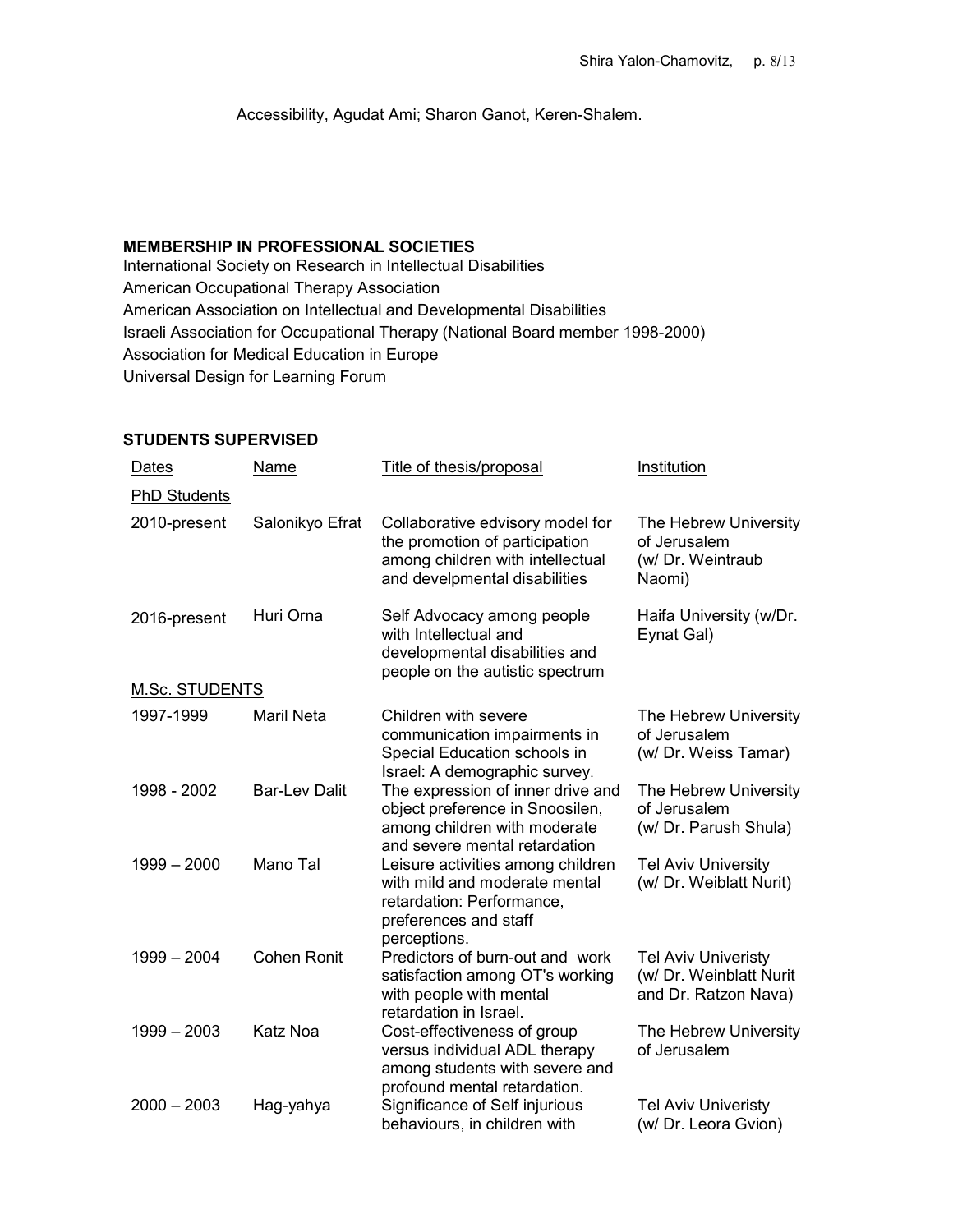Accessibility, Agudat Ami; Sharon Ganot, Keren-Shalem.

## MEMBERSHIP IN PROFESSIONAL SOCIETIES

International Society on Research in Intellectual Disabilities
American Occupational Therapy Association
American Association on Intellectual and Developmental Disabilities
Israeli Association for Occupational Therapy (National Board member 1998-2000)
Association for Medical Education in Europe
Universal Design for Learning Forum

## STUDENTS SUPERVISED

| Dates | Name | Title of thesis/proposal | Institution |
|---|---|---|---|
| PhD Students | | | |
| 2010-present | Salonikyo Efrat | Collaborative edvisory model for the promotion of participation among children with intellectual and develpmental disabilities | The Hebrew University of Jerusalem (w/ Dr. Weintraub Naomi) |
| 2016-present | Huri Orna | Self Advocacy among people with Intellectual and developmental disabilities and people on the autistic spectrum | Haifa University (w/Dr. Eynat Gal) |
| M.Sc. STUDENTS | | | |
| 1997-1999 | Maril Neta | Children with severe communication impairments in Special Education schools in Israel: A demographic survey. | The Hebrew University of Jerusalem (w/ Dr. Weiss Tamar) |
| 1998 - 2002 | Bar-Lev Dalit | The expression of inner drive and object preference in Snoosilen, among children with moderate and severe mental retardation | The Hebrew University of Jerusalem (w/ Dr. Parush Shula) |
| 1999 – 2000 | Mano Tal | Leisure activities among children with mild and moderate mental retardation: Performance, preferences and staff perceptions. | Tel Aviv University (w/ Dr. Weiblatt Nurit) |
| 1999 – 2004 | Cohen Ronit | Predictors of burn-out and work satisfaction among OT's working with people with mental retardation in Israel. | Tel Aviv Univeristy (w/ Dr. Weinblatt Nurit and Dr. Ratzon Nava) |
| 1999 – 2003 | Katz Noa | Cost-effectiveness of group versus individual ADL therapy among students with severe and profound mental retardation. | The Hebrew University of Jerusalem |
| 2000 – 2003 | Hag-yahya | Significance of Self injurious behaviours, in children with | Tel Aviv Univeristy (w/ Dr. Leora Gvion) |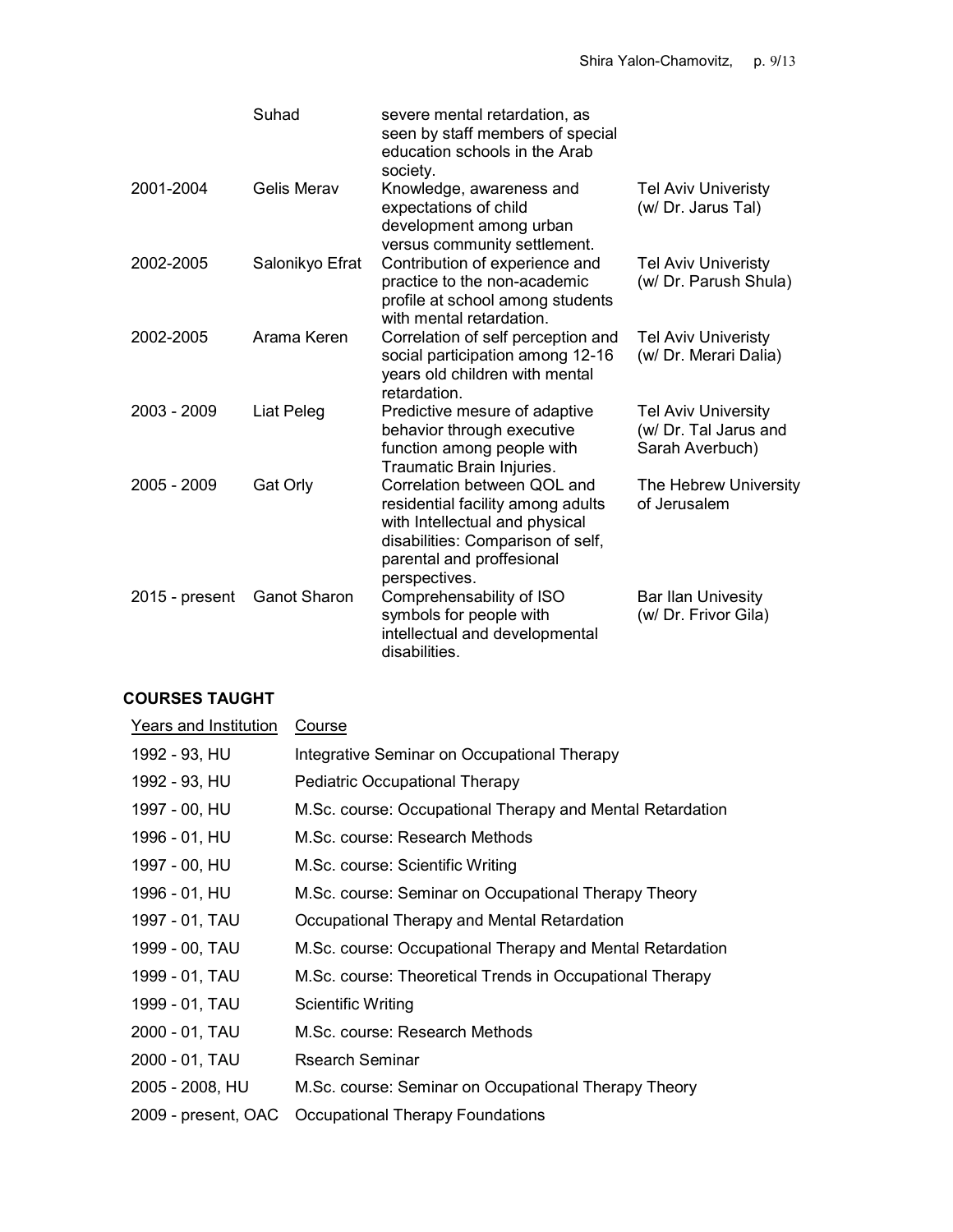| | | | |
|---|---|---|---|
| | Suhad | severe mental retardation, as seen by staff members of special education schools in the Arab society. | |
| 2001-2004 | Gelis Merav | Knowledge, awareness and expectations of child development among urban versus community settlement. | Tel Aviv Univeristy (w/ Dr. Jarus Tal) |
| 2002-2005 | Salonikyo Efrat | Contribution of experience and practice to the non-academic profile at school among students with mental retardation. | Tel Aviv Univeristy (w/ Dr. Parush Shula) |
| 2002-2005 | Arama Keren | Correlation of self perception and social participation among 12-16 years old children with mental retardation. | Tel Aviv Univeristy (w/ Dr. Merari Dalia) |
| 2003 - 2009 | Liat Peleg | Predictive mesure of adaptive behavior through executive function among people with Traumatic Brain Injuries. | Tel Aviv University (w/ Dr. Tal Jarus and Sarah Averbuch) |
| 2005 - 2009 | Gat Orly | Correlation between QOL and residential facility among adults with Intellectual and physical disabilities: Comparison of self, parental and proffesional perspectives. | The Hebrew University of Jerusalem |
| 2015 - present | Ganot Sharon | Comprehensability of ISO symbols for people with intellectual and developmental disabilities. | Bar Ilan Univesity (w/ Dr. Frivor Gila) |

**COURSES TAUGHT**

| Years and Institution | Course |
|---|---|
| 1992 - 93, HU | Integrative Seminar on Occupational Therapy |
| 1992 - 93, HU | Pediatric Occupational Therapy |
| 1997 - 00, HU | M.Sc. course: Occupational Therapy and Mental Retardation |
| 1996 - 01, HU | M.Sc. course: Research Methods |
| 1997 - 00, HU | M.Sc. course: Scientific Writing |
| 1996 - 01, HU | M.Sc. course: Seminar on Occupational Therapy Theory |
| 1997 - 01, TAU | Occupational Therapy and Mental Retardation |
| 1999 - 00, TAU | M.Sc. course: Occupational Therapy and Mental Retardation |
| 1999 - 01, TAU | M.Sc. course: Theoretical Trends in Occupational Therapy |
| 1999 - 01, TAU | Scientific Writing |
| 2000 - 01, TAU | M.Sc. course: Research Methods |
| 2000 - 01, TAU | Rsearch Seminar |
| 2005 - 2008, HU | M.Sc. course: Seminar on Occupational Therapy Theory |
| 2009 - present, OAC | Occupational Therapy Foundations |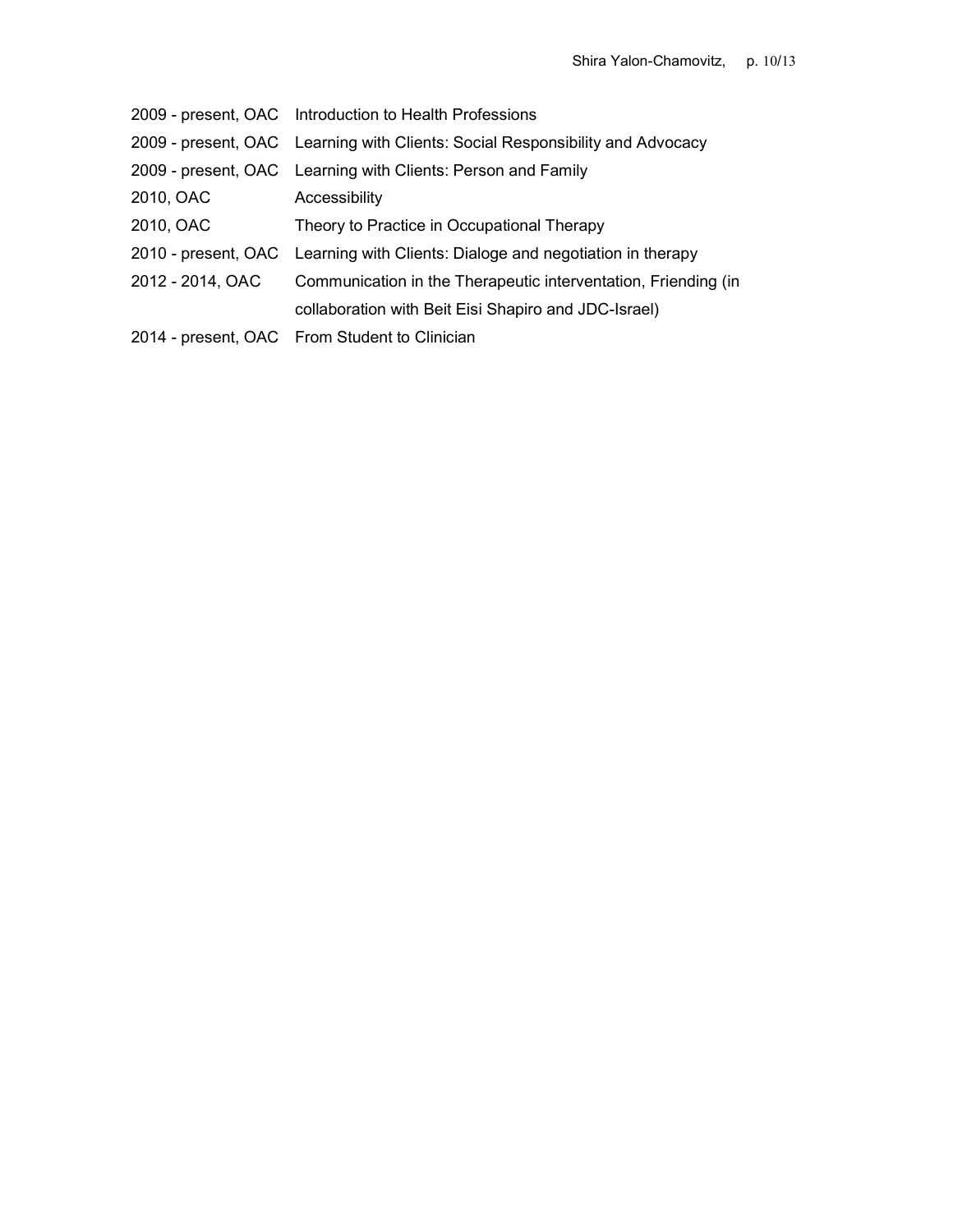2009 - present, OAC Introduction to Health Professions
2009 - present, OAC Learning with Clients: Social Responsibility and Advocacy
2009 - present, OAC Learning with Clients: Person and Family
2010, OAC Accessibility
2010, OAC Theory to Practice in Occupational Therapy
2010 - present, OAC Learning with Clients: Dialoge and negotiation in therapy
2012 - 2014, OAC Communication in the Therapeutic interventation, Friending (in collaboration with Beit Eisi Shapiro and JDC-Israel)
2014 - present, OAC From Student to Clinician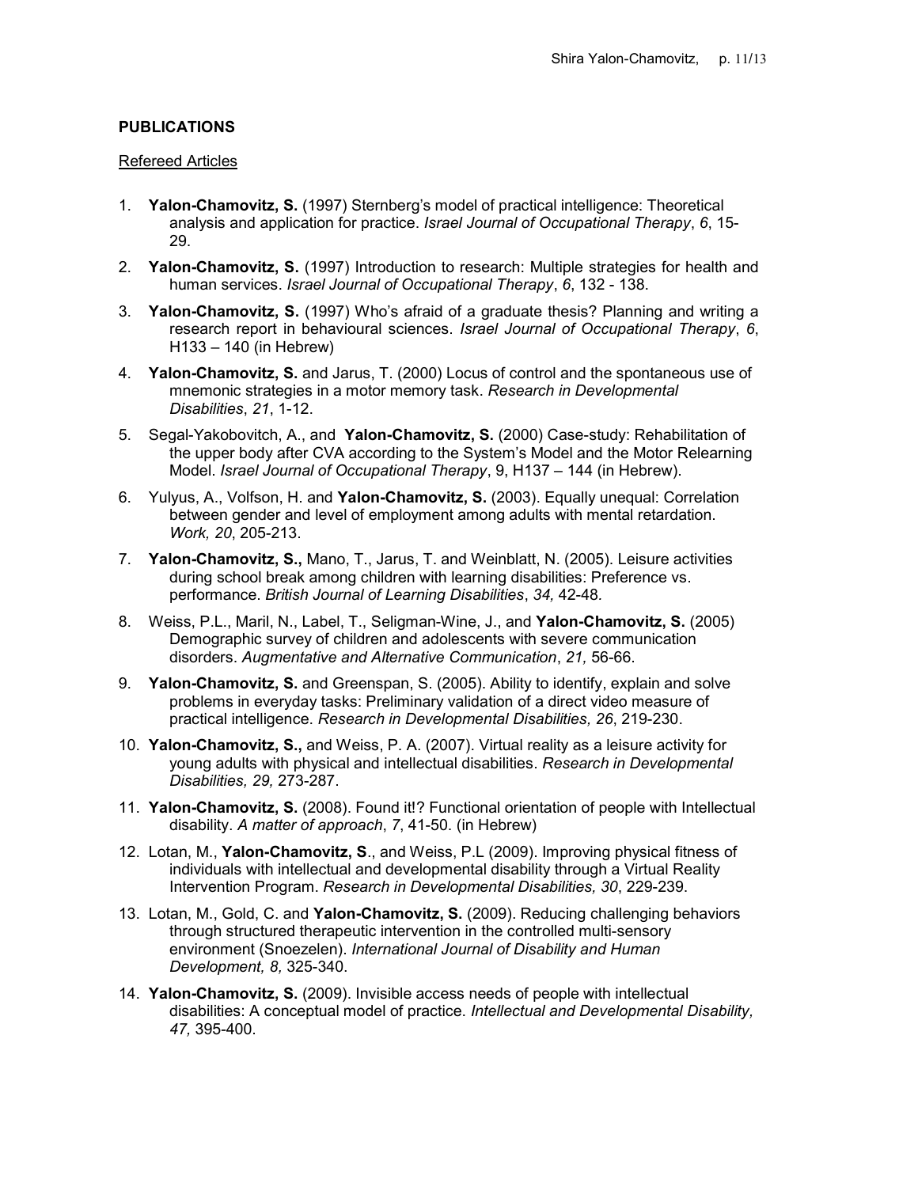## PUBLICATIONS

Refereed Articles

1. **Yalon-Chamovitz, S.** (1997) Sternberg's model of practical intelligence: Theoretical analysis and application for practice. *Israel Journal of Occupational Therapy*, *6*, 15-29.

2. **Yalon-Chamovitz, S.** (1997) Introduction to research: Multiple strategies for health and human services. *Israel Journal of Occupational Therapy*, *6*, 132 - 138.

3. **Yalon-Chamovitz, S.** (1997) Who's afraid of a graduate thesis? Planning and writing a research report in behavioural sciences. *Israel Journal of Occupational Therapy*, *6*, H133 – 140 (in Hebrew)

4. **Yalon-Chamovitz, S.** and Jarus, T. (2000) Locus of control and the spontaneous use of mnemonic strategies in a motor memory task. *Research in Developmental Disabilities*, *21*, 1-12.

5. Segal-Yakobovitch, A., and **Yalon-Chamovitz, S.** (2000) Case-study: Rehabilitation of the upper body after CVA according to the System's Model and the Motor Relearning Model. *Israel Journal of Occupational Therapy*, 9, H137 – 144 (in Hebrew).

6. Yulyus, A., Volfson, H. and **Yalon-Chamovitz, S.** (2003). Equally unequal: Correlation between gender and level of employment among adults with mental retardation. *Work, 20*, 205-213.

7. **Yalon-Chamovitz, S.,** Mano, T., Jarus, T. and Weinblatt, N. (2005). Leisure activities during school break among children with learning disabilities: Preference vs. performance. *British Journal of Learning Disabilities*, *34,* 42-48.

8. Weiss, P.L., Maril, N., Label, T., Seligman-Wine, J., and **Yalon-Chamovitz, S.** (2005) Demographic survey of children and adolescents with severe communication disorders. *Augmentative and Alternative Communication*, *21,* 56-66.

9. **Yalon-Chamovitz, S.** and Greenspan, S. (2005). Ability to identify, explain and solve problems in everyday tasks: Preliminary validation of a direct video measure of practical intelligence. *Research in Developmental Disabilities, 26*, 219-230.

10. **Yalon-Chamovitz, S.,** and Weiss, P. A. (2007). Virtual reality as a leisure activity for young adults with physical and intellectual disabilities. *Research in Developmental Disabilities, 29,* 273-287.

11. **Yalon-Chamovitz, S.** (2008). Found it!? Functional orientation of people with Intellectual disability. *A matter of approach*, *7*, 41-50. (in Hebrew)

12. Lotan, M., **Yalon-Chamovitz, S**., and Weiss, P.L (2009). Improving physical fitness of individuals with intellectual and developmental disability through a Virtual Reality Intervention Program. *Research in Developmental Disabilities, 30*, 229-239.

13. Lotan, M., Gold, C. and **Yalon-Chamovitz, S.** (2009). Reducing challenging behaviors through structured therapeutic intervention in the controlled multi-sensory environment (Snoezelen). *International Journal of Disability and Human Development, 8,* 325-340.

14. **Yalon-Chamovitz, S.** (2009). Invisible access needs of people with intellectual disabilities: A conceptual model of practice. *Intellectual and Developmental Disability, 47,* 395-400.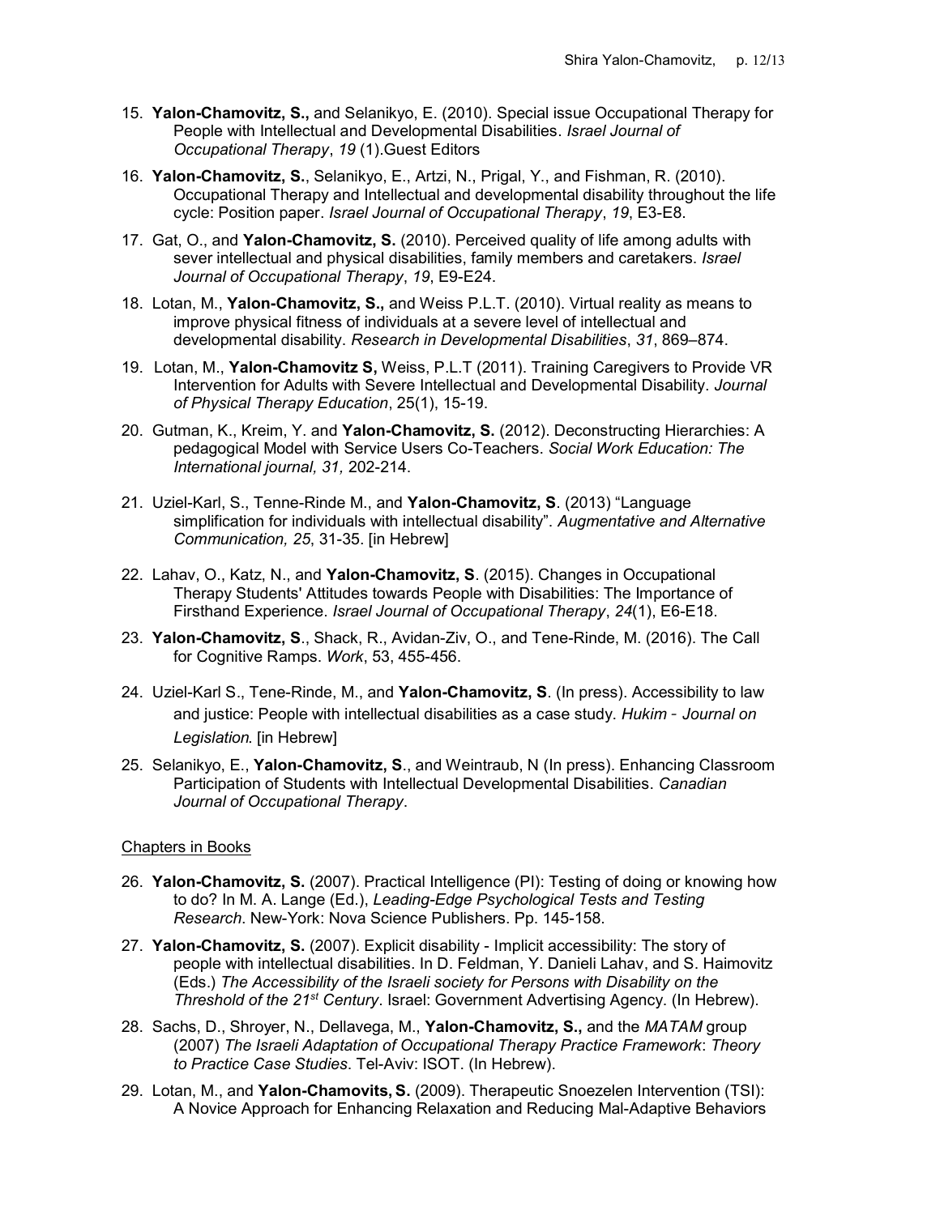15. **Yalon-Chamovitz, S.,** and Selanikyo, E. (2010). Special issue Occupational Therapy for People with Intellectual and Developmental Disabilities. *Israel Journal of Occupational Therapy*, *19* (1).Guest Editors

16. **Yalon-Chamovitz, S.**, Selanikyo, E., Artzi, N., Prigal, Y., and Fishman, R. (2010). Occupational Therapy and Intellectual and developmental disability throughout the life cycle: Position paper. *Israel Journal of Occupational Therapy*, *19*, E3-E8.

17. Gat, O., and **Yalon-Chamovitz, S.** (2010). Perceived quality of life among adults with sever intellectual and physical disabilities, family members and caretakers. *Israel Journal of Occupational Therapy*, *19*, E9-E24.

18. Lotan, M., **Yalon-Chamovitz, S.,** and Weiss P.L.T. (2010). Virtual reality as means to improve physical fitness of individuals at a severe level of intellectual and developmental disability. *Research in Developmental Disabilities*, *31*, 869–874.

19. Lotan, M., **Yalon-Chamovitz S,** Weiss, P.L.T (2011). Training Caregivers to Provide VR Intervention for Adults with Severe Intellectual and Developmental Disability. *Journal of Physical Therapy Education*, 25(1), 15-19.

20. Gutman, K., Kreim, Y. and **Yalon-Chamovitz, S.** (2012). Deconstructing Hierarchies: A pedagogical Model with Service Users Co-Teachers. *Social Work Education: The International journal, 31,* 202-214.

21. Uziel-Karl, S., Tenne-Rinde M., and **Yalon-Chamovitz, S**. (2013) "Language simplification for individuals with intellectual disability". *Augmentative and Alternative Communication, 25*, 31-35. [in Hebrew]

22. Lahav, O., Katz, N., and **Yalon-Chamovitz, S**. (2015). Changes in Occupational Therapy Students' Attitudes towards People with Disabilities: The Importance of Firsthand Experience. *Israel Journal of Occupational Therapy*, *24*(1), E6-E18.

23. **Yalon-Chamovitz, S**., Shack, R., Avidan-Ziv, O., and Tene-Rinde, M. (2016). The Call for Cognitive Ramps. *Work*, 53, 455-456.

24. Uziel-Karl S., Tene-Rinde, M., and **Yalon-Chamovitz, S**. (In press). Accessibility to law and justice: People with intellectual disabilities as a case study. *Hukim - Journal on Legislation*. [in Hebrew]

25. Selanikyo, E., **Yalon-Chamovitz, S**., and Weintraub, N (In press). Enhancing Classroom Participation of Students with Intellectual Developmental Disabilities. *Canadian Journal of Occupational Therapy*.

## Chapters in Books

26. **Yalon-Chamovitz, S.** (2007). Practical Intelligence (PI): Testing of doing or knowing how to do? In M. A. Lange (Ed.), *Leading-Edge Psychological Tests and Testing Research*. New-York: Nova Science Publishers. Pp. 145-158.

27. **Yalon-Chamovitz, S.** (2007). Explicit disability - Implicit accessibility: The story of people with intellectual disabilities. In D. Feldman, Y. Danieli Lahav, and S. Haimovitz (Eds.) *The Accessibility of the Israeli society for Persons with Disability on the Threshold of the 21st Century*. Israel: Government Advertising Agency. (In Hebrew).

28. Sachs, D., Shroyer, N., Dellavega, M., **Yalon-Chamovitz, S.,** and the *MATAM* group (2007) *The Israeli Adaptation of Occupational Therapy Practice Framework*: *Theory to Practice Case Studies*. Tel-Aviv: ISOT. (In Hebrew).

29. Lotan, M., and **Yalon-Chamovits, S.** (2009). Therapeutic Snoezelen Intervention (TSI): A Novice Approach for Enhancing Relaxation and Reducing Mal-Adaptive Behaviors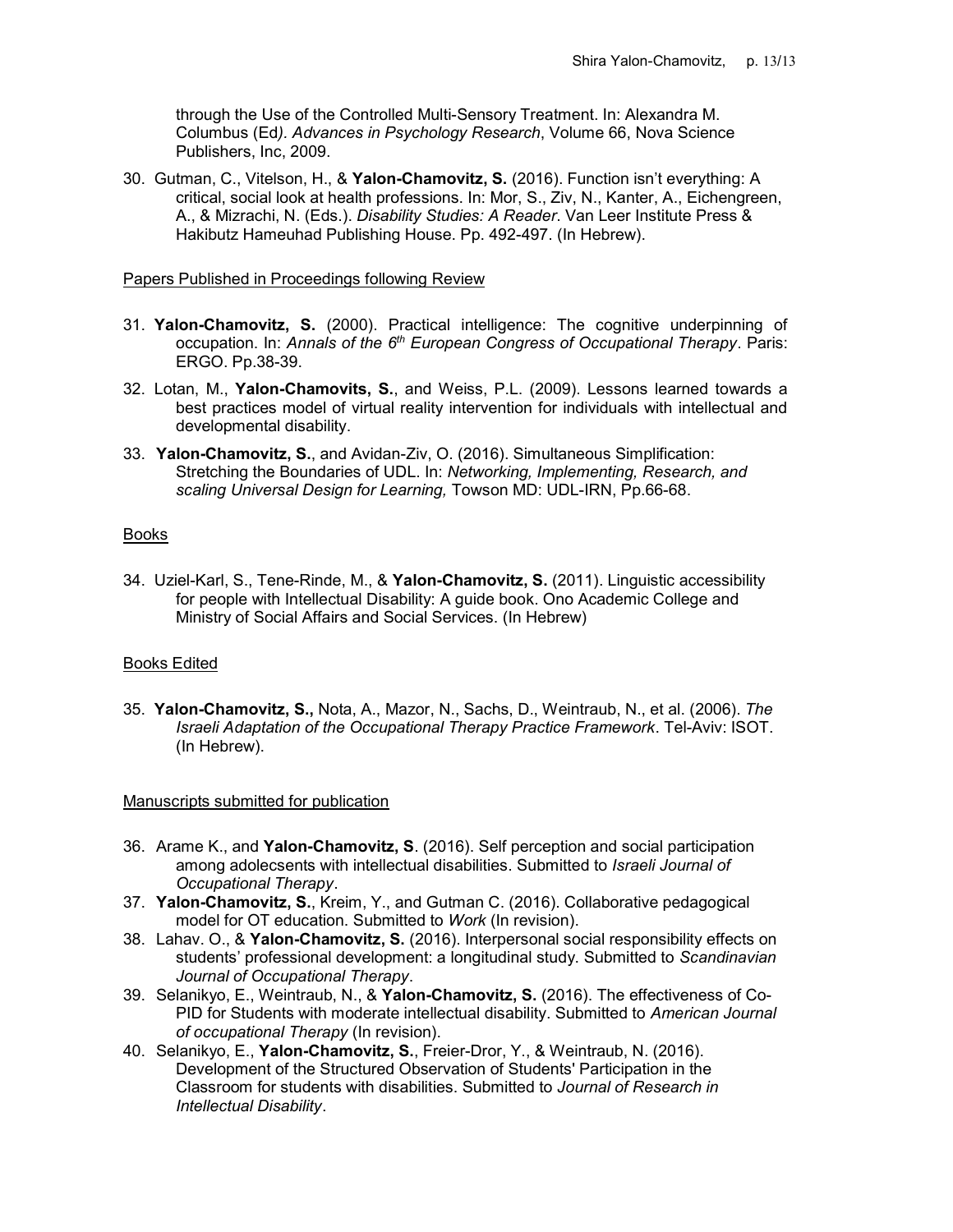through the Use of the Controlled Multi-Sensory Treatment. In: Alexandra M. Columbus (Ed*). Advances in Psychology Research*, Volume 66, Nova Science Publishers, Inc, 2009.

30. Gutman, C., Vitelson, H., & **Yalon-Chamovitz, S.** (2016). Function isn't everything: A critical, social look at health professions. In: Mor, S., Ziv, N., Kanter, A., Eichengreen, A., & Mizrachi, N. (Eds.). *Disability Studies: A Reader*. Van Leer Institute Press & Hakibutz Hameuhad Publishing House. Pp. 492-497. (In Hebrew).

Papers Published in Proceedings following Review

31. **Yalon-Chamovitz, S.** (2000). Practical intelligence: The cognitive underpinning of occupation. In: *Annals of the 6th European Congress of Occupational Therapy*. Paris: ERGO. Pp.38-39.
32. Lotan, M., **Yalon-Chamovits, S.**, and Weiss, P.L. (2009). Lessons learned towards a best practices model of virtual reality intervention for individuals with intellectual and developmental disability.
33. **Yalon-Chamovitz, S.**, and Avidan-Ziv, O. (2016). Simultaneous Simplification: Stretching the Boundaries of UDL. In: *Networking, Implementing, Research, and scaling Universal Design for Learning,* Towson MD: UDL-IRN, Pp.66-68.

Books

34. Uziel-Karl, S., Tene-Rinde, M., & **Yalon-Chamovitz, S.** (2011). Linguistic accessibility for people with Intellectual Disability: A guide book. Ono Academic College and Ministry of Social Affairs and Social Services. (In Hebrew)

Books Edited

35. **Yalon-Chamovitz, S.,** Nota, A., Mazor, N., Sachs, D., Weintraub, N., et al. (2006). *The Israeli Adaptation of the Occupational Therapy Practice Framework*. Tel-Aviv: ISOT. (In Hebrew).

Manuscripts submitted for publication

36. Arame K., and **Yalon-Chamovitz, S**. (2016). Self perception and social participation among adolecsents with intellectual disabilities. Submitted to *Israeli Journal of Occupational Therapy*.
37. **Yalon-Chamovitz, S.**, Kreim, Y., and Gutman C. (2016). Collaborative pedagogical model for OT education. Submitted to *Work* (In revision).
38. Lahav. O., & **Yalon-Chamovitz, S.** (2016). Interpersonal social responsibility effects on students' professional development: a longitudinal study. Submitted to *Scandinavian Journal of Occupational Therapy*.
39. Selanikyo, E., Weintraub, N., & **Yalon-Chamovitz, S.** (2016). The effectiveness of Co-PID for Students with moderate intellectual disability. Submitted to *American Journal of occupational Therapy* (In revision).
40. Selanikyo, E., **Yalon-Chamovitz, S.**, Freier-Dror, Y., & Weintraub, N. (2016). Development of the Structured Observation of Students' Participation in the Classroom for students with disabilities. Submitted to *Journal of Research in Intellectual Disability*.